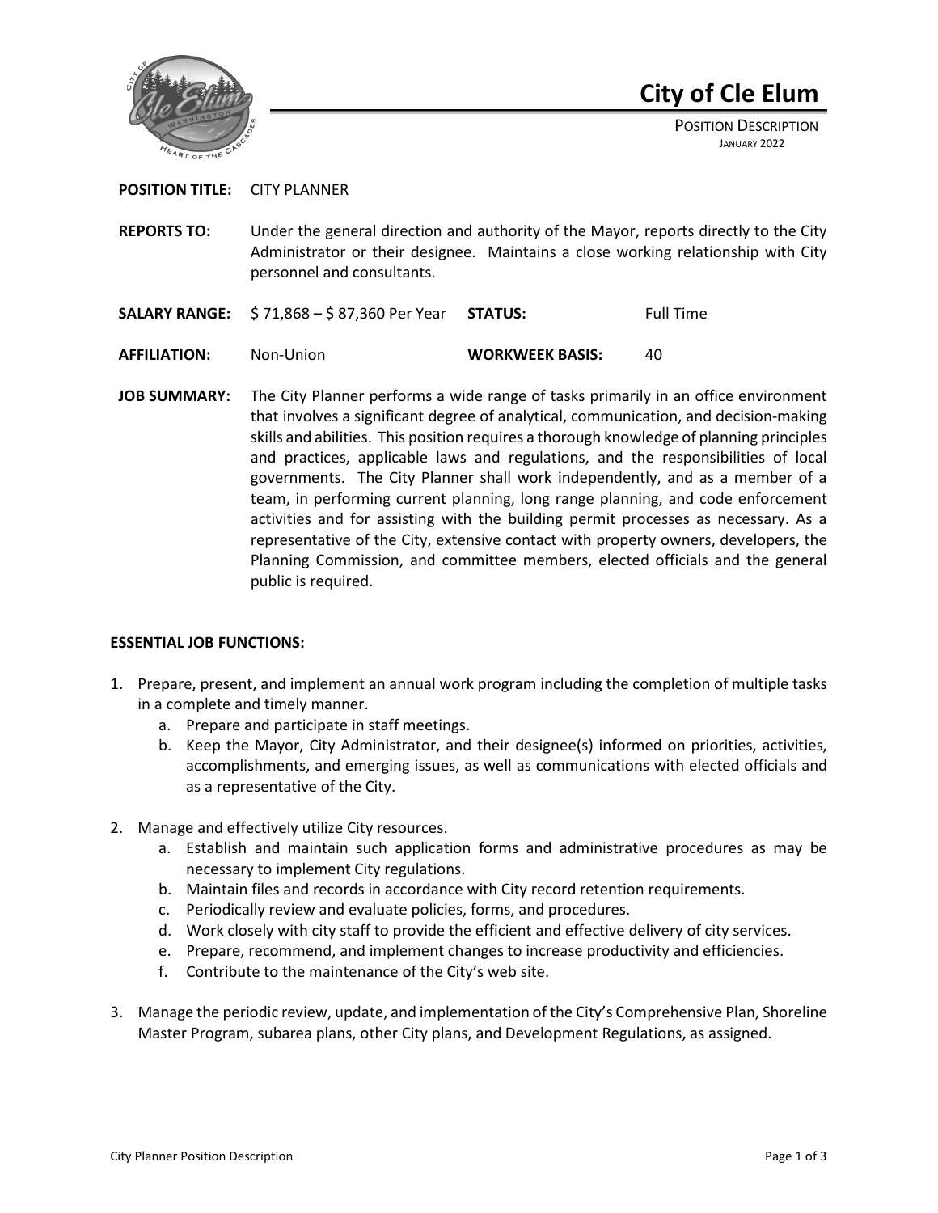# City of Cle Elum

POSITION DESCRIPTION
JANUARY 2022

**POSITION TITLE:** CITY PLANNER

**REPORTS TO:** Under the general direction and authority of the Mayor, reports directly to the City Administrator or their designee. Maintains a close working relationship with City personnel and consultants.

**SALARY RANGE:** $ 71,868 – $ 87,360 Per Year **STATUS:** Full Time

**AFFILIATION:** Non-Union **WORKWEEK BASIS:** 40

**JOB SUMMARY:** The City Planner performs a wide range of tasks primarily in an office environment that involves a significant degree of analytical, communication, and decision-making skills and abilities. This position requires a thorough knowledge of planning principles and practices, applicable laws and regulations, and the responsibilities of local governments. The City Planner shall work independently, and as a member of a team, in performing current planning, long range planning, and code enforcement activities and for assisting with the building permit processes as necessary. As a representative of the City, extensive contact with property owners, developers, the Planning Commission, and committee members, elected officials and the general public is required.

**ESSENTIAL JOB FUNCTIONS:**

1. Prepare, present, and implement an annual work program including the completion of multiple tasks in a complete and timely manner.
   a. Prepare and participate in staff meetings.
   b. Keep the Mayor, City Administrator, and their designee(s) informed on priorities, activities, accomplishments, and emerging issues, as well as communications with elected officials and as a representative of the City.
2. Manage and effectively utilize City resources.
   a. Establish and maintain such application forms and administrative procedures as may be necessary to implement City regulations.
   b. Maintain files and records in accordance with City record retention requirements.
   c. Periodically review and evaluate policies, forms, and procedures.
   d. Work closely with city staff to provide the efficient and effective delivery of city services.
   e. Prepare, recommend, and implement changes to increase productivity and efficiencies.
   f. Contribute to the maintenance of the City's web site.
3. Manage the periodic review, update, and implementation of the City's Comprehensive Plan, Shoreline Master Program, subarea plans, other City plans, and Development Regulations, as assigned.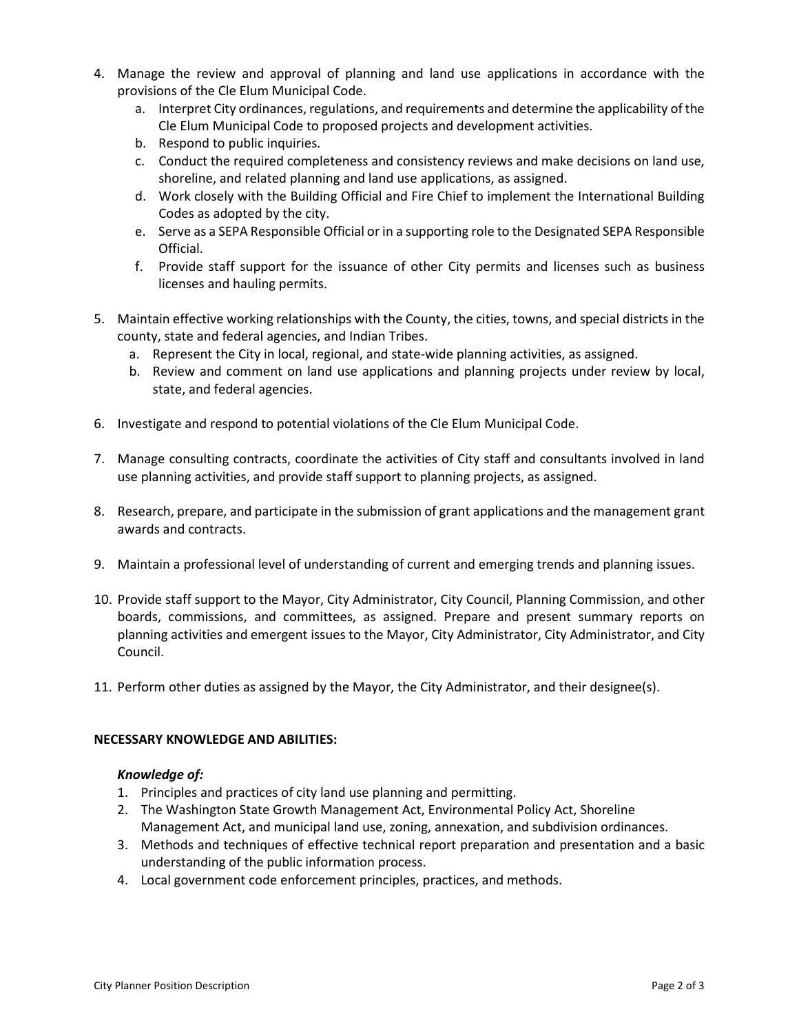4. Manage the review and approval of planning and land use applications in accordance with the provisions of the Cle Elum Municipal Code.
    a. Interpret City ordinances, regulations, and requirements and determine the applicability of the Cle Elum Municipal Code to proposed projects and development activities.
    b. Respond to public inquiries.
    c. Conduct the required completeness and consistency reviews and make decisions on land use, shoreline, and related planning and land use applications, as assigned.
    d. Work closely with the Building Official and Fire Chief to implement the International Building Codes as adopted by the city.
    e. Serve as a SEPA Responsible Official or in a supporting role to the Designated SEPA Responsible Official.
    f. Provide staff support for the issuance of other City permits and licenses such as business licenses and hauling permits.

5. Maintain effective working relationships with the County, the cities, towns, and special districts in the county, state and federal agencies, and Indian Tribes.
    a. Represent the City in local, regional, and state-wide planning activities, as assigned.
    b. Review and comment on land use applications and planning projects under review by local, state, and federal agencies.

6. Investigate and respond to potential violations of the Cle Elum Municipal Code.

7. Manage consulting contracts, coordinate the activities of City staff and consultants involved in land use planning activities, and provide staff support to planning projects, as assigned.

8. Research, prepare, and participate in the submission of grant applications and the management grant awards and contracts.

9. Maintain a professional level of understanding of current and emerging trends and planning issues.

10. Provide staff support to the Mayor, City Administrator, City Council, Planning Commission, and other boards, commissions, and committees, as assigned. Prepare and present summary reports on planning activities and emergent issues to the Mayor, City Administrator, City Administrator, and City Council.

11. Perform other duties as assigned by the Mayor, the City Administrator, and their designee(s).

**NECESSARY KNOWLEDGE AND ABILITIES:**

***Knowledge of:***

1. Principles and practices of city land use planning and permitting.
2. The Washington State Growth Management Act, Environmental Policy Act, Shoreline Management Act, and municipal land use, zoning, annexation, and subdivision ordinances.
3. Methods and techniques of effective technical report preparation and presentation and a basic understanding of the public information process.
4. Local government code enforcement principles, practices, and methods.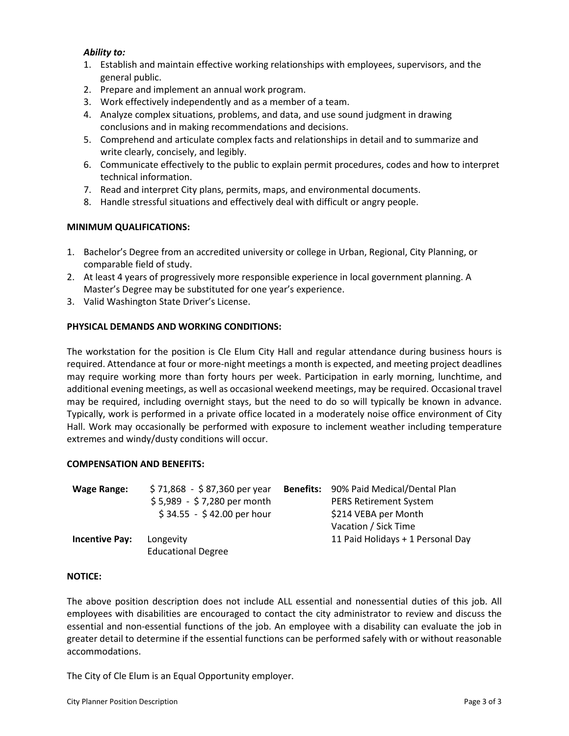***Ability to:***

1. Establish and maintain effective working relationships with employees, supervisors, and the general public.
2. Prepare and implement an annual work program.
3. Work effectively independently and as a member of a team.
4. Analyze complex situations, problems, and data, and use sound judgment in drawing conclusions and in making recommendations and decisions.
5. Comprehend and articulate complex facts and relationships in detail and to summarize and write clearly, concisely, and legibly.
6. Communicate effectively to the public to explain permit procedures, codes and how to interpret technical information.
7. Read and interpret City plans, permits, maps, and environmental documents.
8. Handle stressful situations and effectively deal with difficult or angry people.

**MINIMUM QUALIFICATIONS:**

1. Bachelor's Degree from an accredited university or college in Urban, Regional, City Planning, or comparable field of study.
2. At least 4 years of progressively more responsible experience in local government planning. A Master's Degree may be substituted for one year's experience.
3. Valid Washington State Driver's License.

**PHYSICAL DEMANDS AND WORKING CONDITIONS:**

The workstation for the position is Cle Elum City Hall and regular attendance during business hours is required. Attendance at four or more-night meetings a month is expected, and meeting project deadlines may require working more than forty hours per week. Participation in early morning, lunchtime, and additional evening meetings, as well as occasional weekend meetings, may be required. Occasional travel may be required, including overnight stays, but the need to do so will typically be known in advance. Typically, work is performed in a private office located in a moderately noise office environment of City Hall. Work may occasionally be performed with exposure to inclement weather including temperature extremes and windy/dusty conditions will occur.

**COMPENSATION AND BENEFITS:**

| | | | |
|---|---|---|---|
| **Wage Range:** | $ 71,868 - $ 87,360 per year | **Benefits:** | 90% Paid Medical/Dental Plan |
| | $ 5,989 - $ 7,280 per month | | PERS Retirement System |
| | $ 34.55 - $ 42.00 per hour | | $214 VEBA per Month |
| | | | Vacation / Sick Time |
| **Incentive Pay:** | Longevity | | 11 Paid Holidays + 1 Personal Day |
| | Educational Degree | | |

**NOTICE:**

The above position description does not include ALL essential and nonessential duties of this job. All employees with disabilities are encouraged to contact the city administrator to review and discuss the essential and non-essential functions of the job. An employee with a disability can evaluate the job in greater detail to determine if the essential functions can be performed safely with or without reasonable accommodations.

The City of Cle Elum is an Equal Opportunity employer.